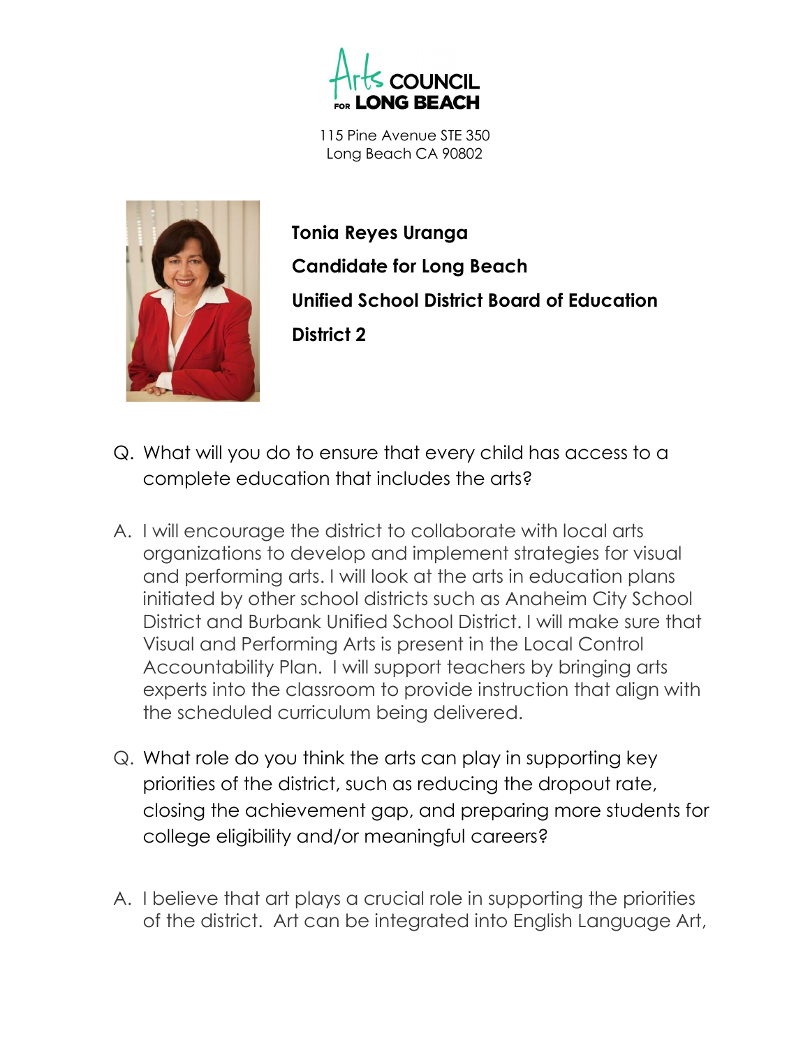Arts COUNCIL FOR LONG BEACH

115 Pine Avenue STE 350
Long Beach CA 90802

**Tonia Reyes Uranga**

**Candidate for Long Beach**

**Unified School District Board of Education**

**District 2**

Q. What will you do to ensure that every child has access to a complete education that includes the arts?

A. I will encourage the district to collaborate with local arts organizations to develop and implement strategies for visual and performing arts. I will look at the arts in education plans initiated by other school districts such as Anaheim City School District and Burbank Unified School District. I will make sure that Visual and Performing Arts is present in the Local Control Accountability Plan. I will support teachers by bringing arts experts into the classroom to provide instruction that align with the scheduled curriculum being delivered.

Q. What role do you think the arts can play in supporting key priorities of the district, such as reducing the dropout rate, closing the achievement gap, and preparing more students for college eligibility and/or meaningful careers?

A. I believe that art plays a crucial role in supporting the priorities of the district. Art can be integrated into English Language Art,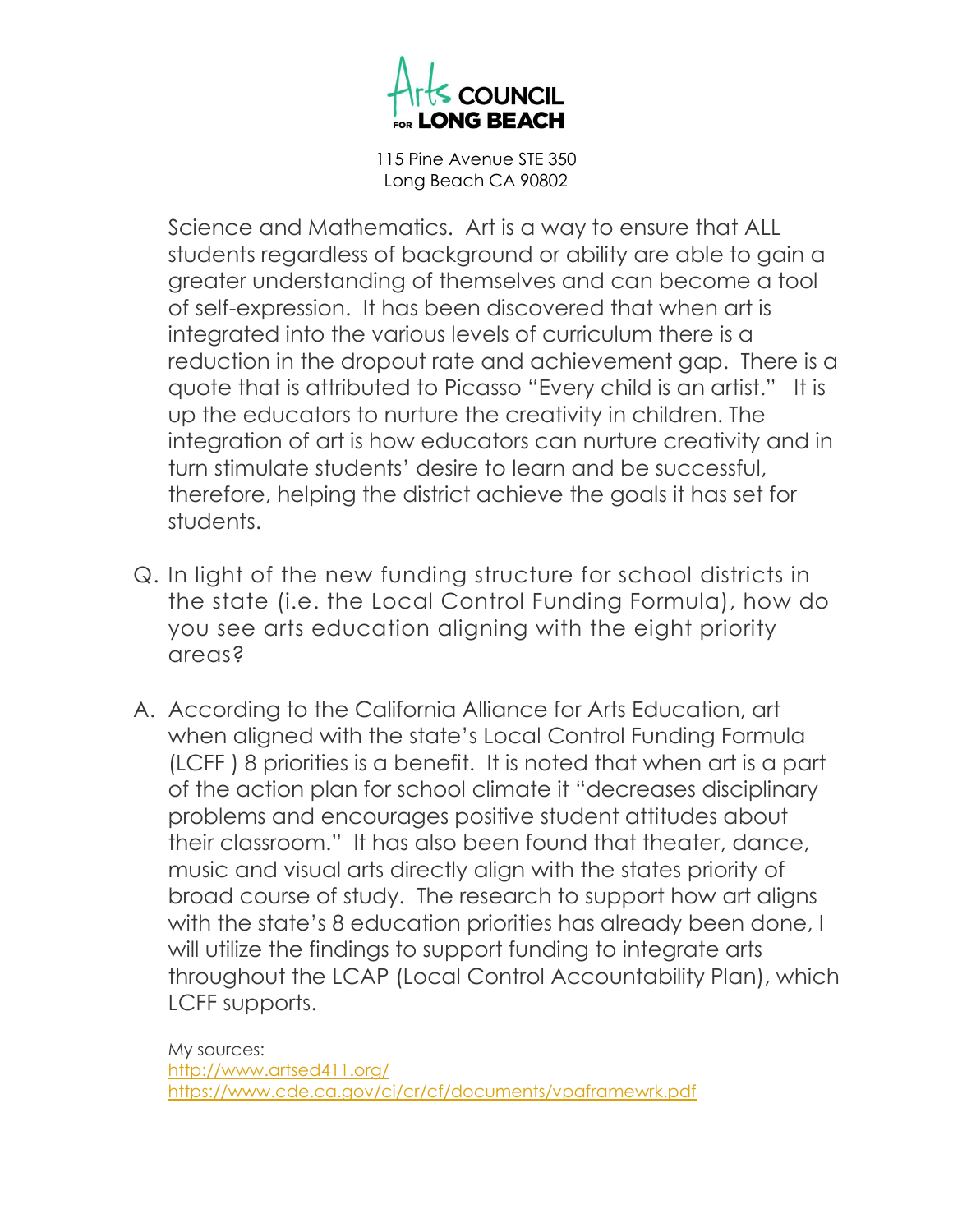Science and Mathematics. Art is a way to ensure that ALL students regardless of background or ability are able to gain a greater understanding of themselves and can become a tool of self-expression. It has been discovered that when art is integrated into the various levels of curriculum there is a reduction in the dropout rate and achievement gap. There is a quote that is attributed to Picasso "Every child is an artist." It is up the educators to nurture the creativity in children. The integration of art is how educators can nurture creativity and in turn stimulate students' desire to learn and be successful, therefore, helping the district achieve the goals it has set for students.

Q. In light of the new funding structure for school districts in the state (i.e. the Local Control Funding Formula), how do you see arts education aligning with the eight priority areas?

A. According to the California Alliance for Arts Education, art when aligned with the state's Local Control Funding Formula (LCFF ) 8 priorities is a benefit. It is noted that when art is a part of the action plan for school climate it "decreases disciplinary problems and encourages positive student attitudes about their classroom." It has also been found that theater, dance, music and visual arts directly align with the states priority of broad course of study. The research to support how art aligns with the state's 8 education priorities has already been done, I will utilize the findings to support funding to integrate arts throughout the LCAP (Local Control Accountability Plan), which LCFF supports.

My sources:
http://www.artsed411.org/
https://www.cde.ca.gov/ci/cr/cf/documents/vpaframewrk.pdf